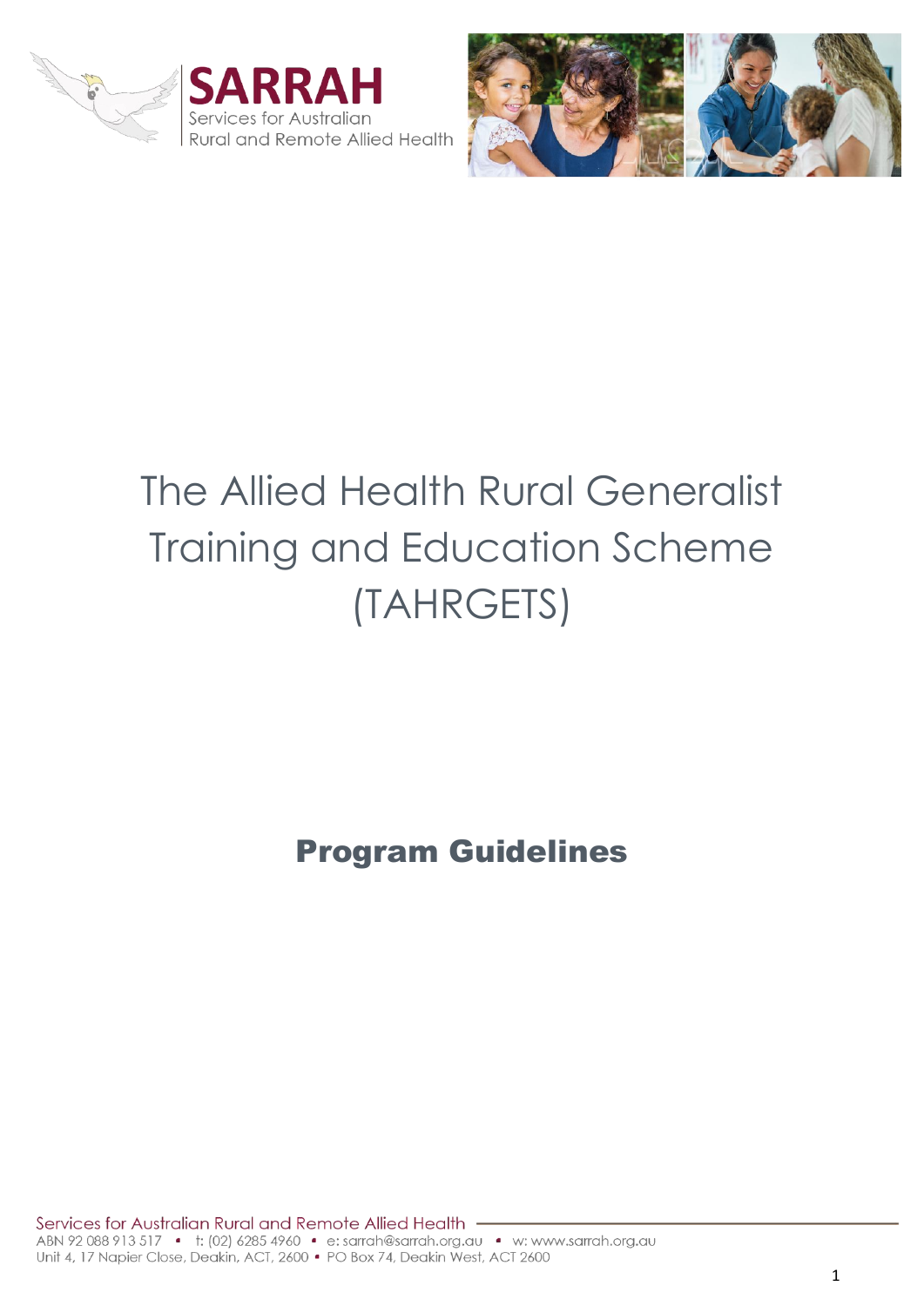SARRAH
Services for Australian
Rural and Remote Allied Health

# The Allied Health Rural Generalist Training and Education Scheme (TAHRGETS)

## Program Guidelines

Services for Australian Rural and Remote Allied Health
ABN 92 088 913 517 • t: (02) 6285 4960 • e: sarrah@sarrah.org.au • w: www.sarrah.org.au
Unit 4, 17 Napier Close, Deakin, ACT, 2600 • PO Box 74, Deakin West, ACT 2600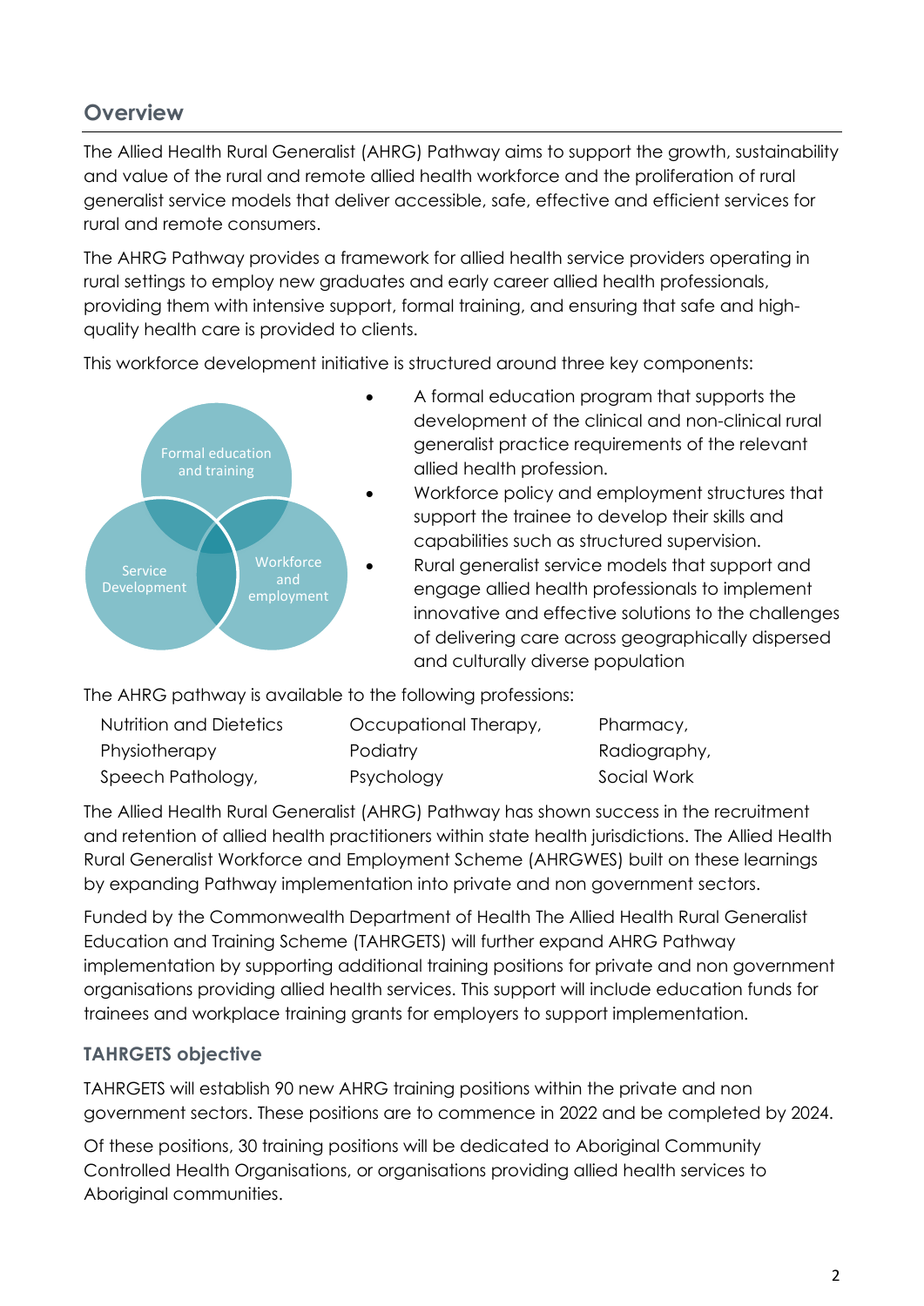## Overview

The Allied Health Rural Generalist (AHRG) Pathway aims to support the growth, sustainability and value of the rural and remote allied health workforce and the proliferation of rural generalist service models that deliver accessible, safe, effective and efficient services for rural and remote consumers.

The AHRG Pathway provides a framework for allied health service providers operating in rural settings to employ new graduates and early career allied health professionals, providing them with intensive support, formal training, and ensuring that safe and high-quality health care is provided to clients.

This workforce development initiative is structured around three key components:

Formal education and training

Service Development

Workforce and employment

- A formal education program that supports the development of the clinical and non-clinical rural generalist practice requirements of the relevant allied health profession.
- Workforce policy and employment structures that support the trainee to develop their skills and capabilities such as structured supervision.
- Rural generalist service models that support and engage allied health professionals to implement innovative and effective solutions to the challenges of delivering care across geographically dispersed and culturally diverse population

The AHRG pathway is available to the following professions:

| | | |
|---|---|---|
| Nutrition and Dietetics | Occupational Therapy, | Pharmacy, |
| Physiotherapy | Podiatry | Radiography, |
| Speech Pathology, | Psychology | Social Work |

The Allied Health Rural Generalist (AHRG) Pathway has shown success in the recruitment and retention of allied health practitioners within state health jurisdictions. The Allied Health Rural Generalist Workforce and Employment Scheme (AHRGWES) built on these learnings by expanding Pathway implementation into private and non government sectors.

Funded by the Commonwealth Department of Health The Allied Health Rural Generalist Education and Training Scheme (TAHRGETS) will further expand AHRG Pathway implementation by supporting additional training positions for private and non government organisations providing allied health services. This support will include education funds for trainees and workplace training grants for employers to support implementation.

### TAHRGETS objective

TAHRGETS will establish 90 new AHRG training positions within the private and non government sectors. These positions are to commence in 2022 and be completed by 2024.

Of these positions, 30 training positions will be dedicated to Aboriginal Community Controlled Health Organisations, or organisations providing allied health services to Aboriginal communities.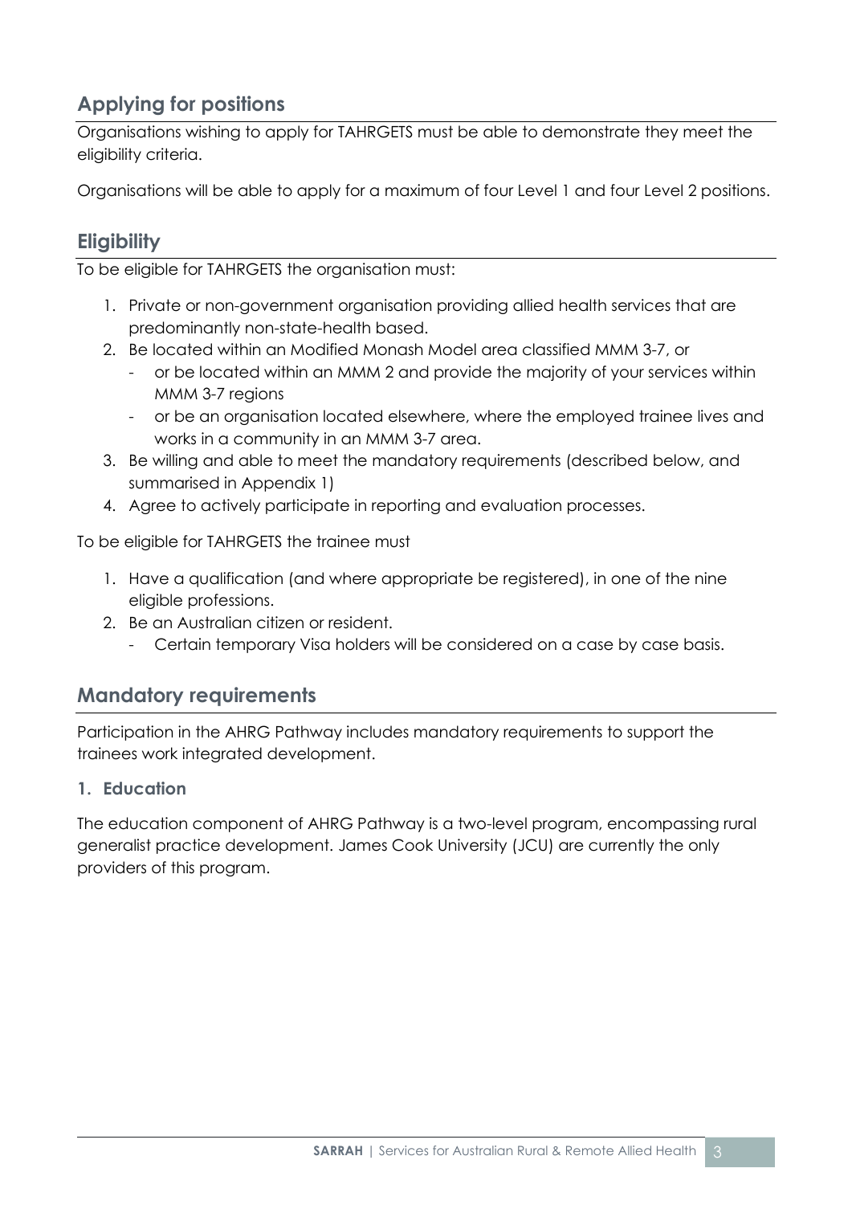## Applying for positions

Organisations wishing to apply for TAHRGETS must be able to demonstrate they meet the eligibility criteria.

Organisations will be able to apply for a maximum of four Level 1 and four Level 2 positions.

## Eligibility

To be eligible for TAHRGETS the organisation must:

1. Private or non-government organisation providing allied health services that are predominantly non-state-health based.
2. Be located within an Modified Monash Model area classified MMM 3-7, or
   - or be located within an MMM 2 and provide the majority of your services within MMM 3-7 regions
   - or be an organisation located elsewhere, where the employed trainee lives and works in a community in an MMM 3-7 area.
3. Be willing and able to meet the mandatory requirements (described below, and summarised in Appendix 1)
4. Agree to actively participate in reporting and evaluation processes.

To be eligible for TAHRGETS the trainee must

1. Have a qualification (and where appropriate be registered), in one of the nine eligible professions.
2. Be an Australian citizen or resident.
   - Certain temporary Visa holders will be considered on a case by case basis.

## Mandatory requirements

Participation in the AHRG Pathway includes mandatory requirements to support the trainees work integrated development.

### 1. Education

The education component of AHRG Pathway is a two-level program, encompassing rural generalist practice development. James Cook University (JCU) are currently the only providers of this program.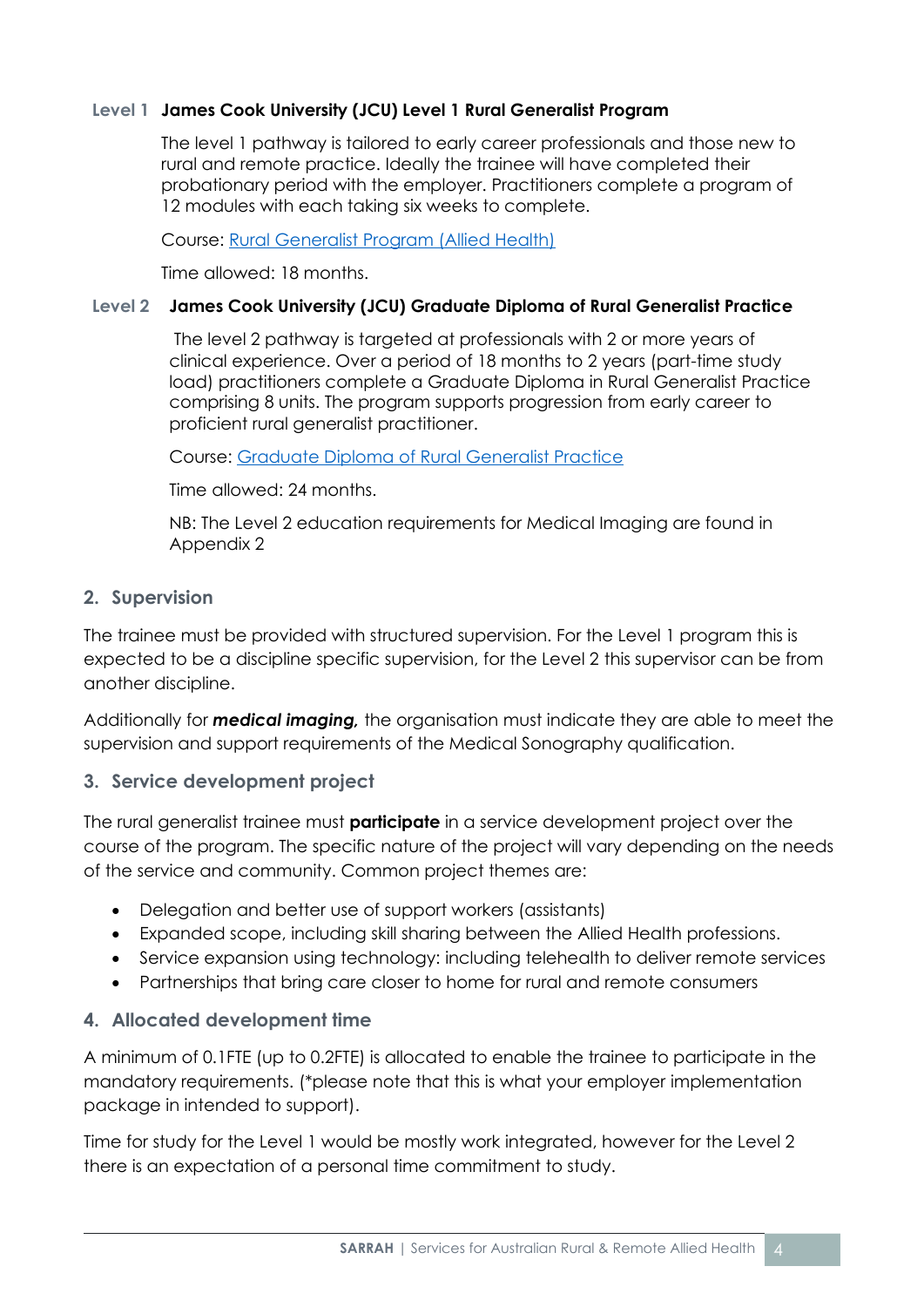**Level 1 James Cook University (JCU) Level 1 Rural Generalist Program**

The level 1 pathway is tailored to early career professionals and those new to rural and remote practice. Ideally the trainee will have completed their probationary period with the employer. Practitioners complete a program of 12 modules with each taking six weeks to complete.

Course: [Rural Generalist Program (Allied Health)]()

Time allowed: 18 months.

**Level 2 James Cook University (JCU) Graduate Diploma of Rural Generalist Practice**

The level 2 pathway is targeted at professionals with 2 or more years of clinical experience. Over a period of 18 months to 2 years (part-time study load) practitioners complete a Graduate Diploma in Rural Generalist Practice comprising 8 units. The program supports progression from early career to proficient rural generalist practitioner.

Course: [Graduate Diploma of Rural Generalist Practice]()

Time allowed: 24 months.

NB: The Level 2 education requirements for Medical Imaging are found in Appendix 2

## 2. Supervision

The trainee must be provided with structured supervision. For the Level 1 program this is expected to be a discipline specific supervision, for the Level 2 this supervisor can be from another discipline.

Additionally for ***medical imaging,*** the organisation must indicate they are able to meet the supervision and support requirements of the Medical Sonography qualification.

## 3. Service development project

The rural generalist trainee must **participate** in a service development project over the course of the program. The specific nature of the project will vary depending on the needs of the service and community. Common project themes are:

- Delegation and better use of support workers (assistants)
- Expanded scope, including skill sharing between the Allied Health professions.
- Service expansion using technology: including telehealth to deliver remote services
- Partnerships that bring care closer to home for rural and remote consumers

## 4. Allocated development time

A minimum of 0.1FTE (up to 0.2FTE) is allocated to enable the trainee to participate in the mandatory requirements. (*please note that this is what your employer implementation package in intended to support).

Time for study for the Level 1 would be mostly work integrated, however for the Level 2 there is an expectation of a personal time commitment to study.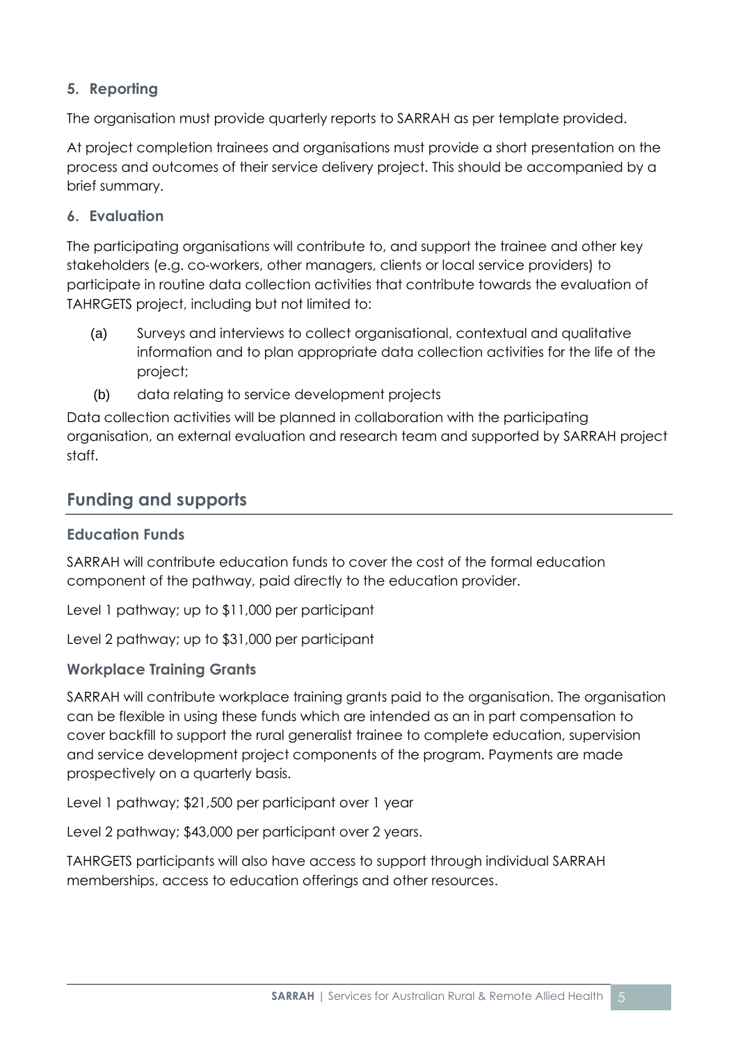### 5. Reporting

The organisation must provide quarterly reports to SARRAH as per template provided.

At project completion trainees and organisations must provide a short presentation on the process and outcomes of their service delivery project. This should be accompanied by a brief summary.

### 6. Evaluation

The participating organisations will contribute to, and support the trainee and other key stakeholders (e.g. co-workers, other managers, clients or local service providers) to participate in routine data collection activities that contribute towards the evaluation of TAHRGETS project, including but not limited to:

(a) Surveys and interviews to collect organisational, contextual and qualitative information and to plan appropriate data collection activities for the life of the project;

(b) data relating to service development projects

Data collection activities will be planned in collaboration with the participating organisation, an external evaluation and research team and supported by SARRAH project staff.

## Funding and supports

### Education Funds

SARRAH will contribute education funds to cover the cost of the formal education component of the pathway, paid directly to the education provider.

Level 1 pathway; up to $11,000 per participant

Level 2 pathway; up to $31,000 per participant

### Workplace Training Grants

SARRAH will contribute workplace training grants paid to the organisation. The organisation can be flexible in using these funds which are intended as an in part compensation to cover backfill to support the rural generalist trainee to complete education, supervision and service development project components of the program. Payments are made prospectively on a quarterly basis.

Level 1 pathway; $21,500 per participant over 1 year

Level 2 pathway; $43,000 per participant over 2 years.

TAHRGETS participants will also have access to support through individual SARRAH memberships, access to education offerings and other resources.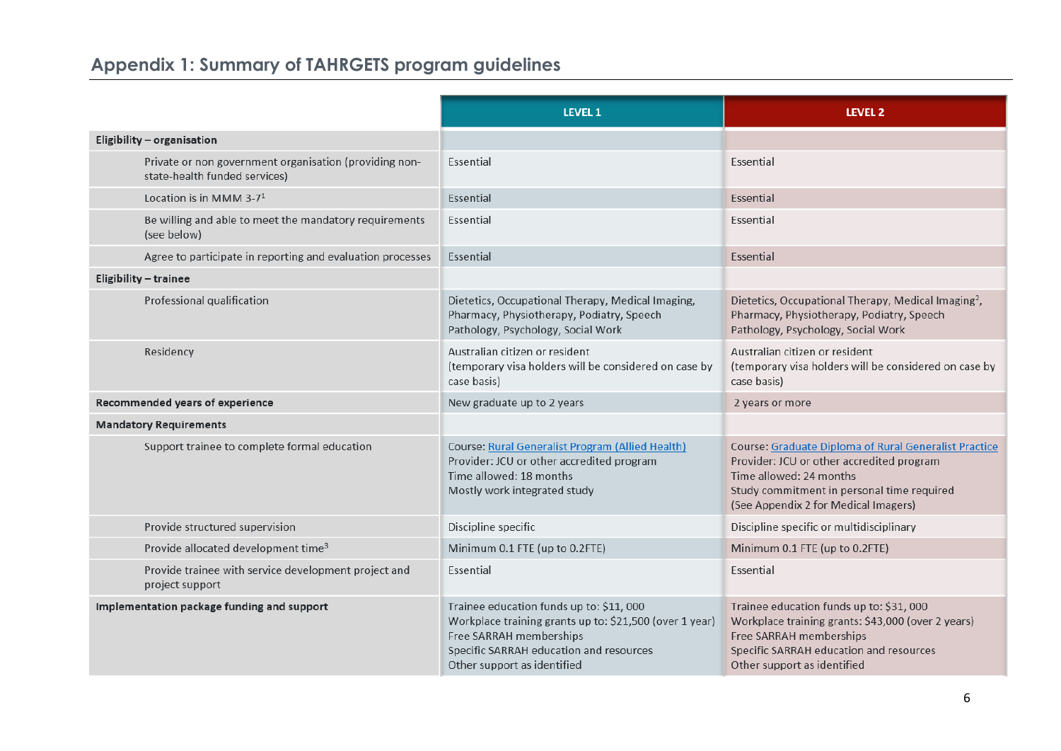## Appendix 1: Summary of TAHRGETS program guidelines

| | LEVEL 1 | LEVEL 2 |
|---|---|---|
| **Eligibility – organisation** | | |
| Private or non government organisation (providing non-state-health funded services) | Essential | Essential |
| Location is in MMM 3-7[1] | Essential | Essential |
| Be willing and able to meet the mandatory requirements (see below) | Essential | Essential |
| Agree to participate in reporting and evaluation processes | Essential | Essential |
| **Eligibility – trainee** | | |
| Professional qualification | Dietetics, Occupational Therapy, Medical Imaging, Pharmacy, Physiotherapy, Podiatry, Speech Pathology, Psychology, Social Work | Dietetics, Occupational Therapy, Medical Imaging[2], Pharmacy, Physiotherapy, Podiatry, Speech Pathology, Psychology, Social Work |
| Residency | Australian citizen or resident (temporary visa holders will be considered on case by case basis) | Australian citizen or resident (temporary visa holders will be considered on case by case basis) |
| **Recommended years of experience** | New graduate up to 2 years | 2 years or more |
| **Mandatory Requirements** | | |
| Support trainee to complete formal education | Course: Rural Generalist Program (Allied Health)<br>Provider: JCU or other accredited program<br>Time allowed: 18 months<br>Mostly work integrated study | Course: Graduate Diploma of Rural Generalist Practice<br>Provider: JCU or other accredited program<br>Time allowed: 24 months<br>Study commitment in personal time required<br>(See Appendix 2 for Medical Imagers) |
| Provide structured supervision | Discipline specific | Discipline specific or multidisciplinary |
| Provide allocated development time[3] | Minimum 0.1 FTE (up to 0.2FTE) | Minimum 0.1 FTE (up to 0.2FTE) |
| Provide trainee with service development project and project support | Essential | Essential |
| **Implementation package funding and support** | Trainee education funds up to: $11, 000<br>Workplace training grants up to: $21,500 (over 1 year)<br>Free SARRAH memberships<br>Specific SARRAH education and resources<br>Other support as identified | Trainee education funds up to: $31, 000<br>Workplace training grants: $43,000 (over 2 years)<br>Free SARRAH memberships<br>Specific SARRAH education and resources<br>Other support as identified |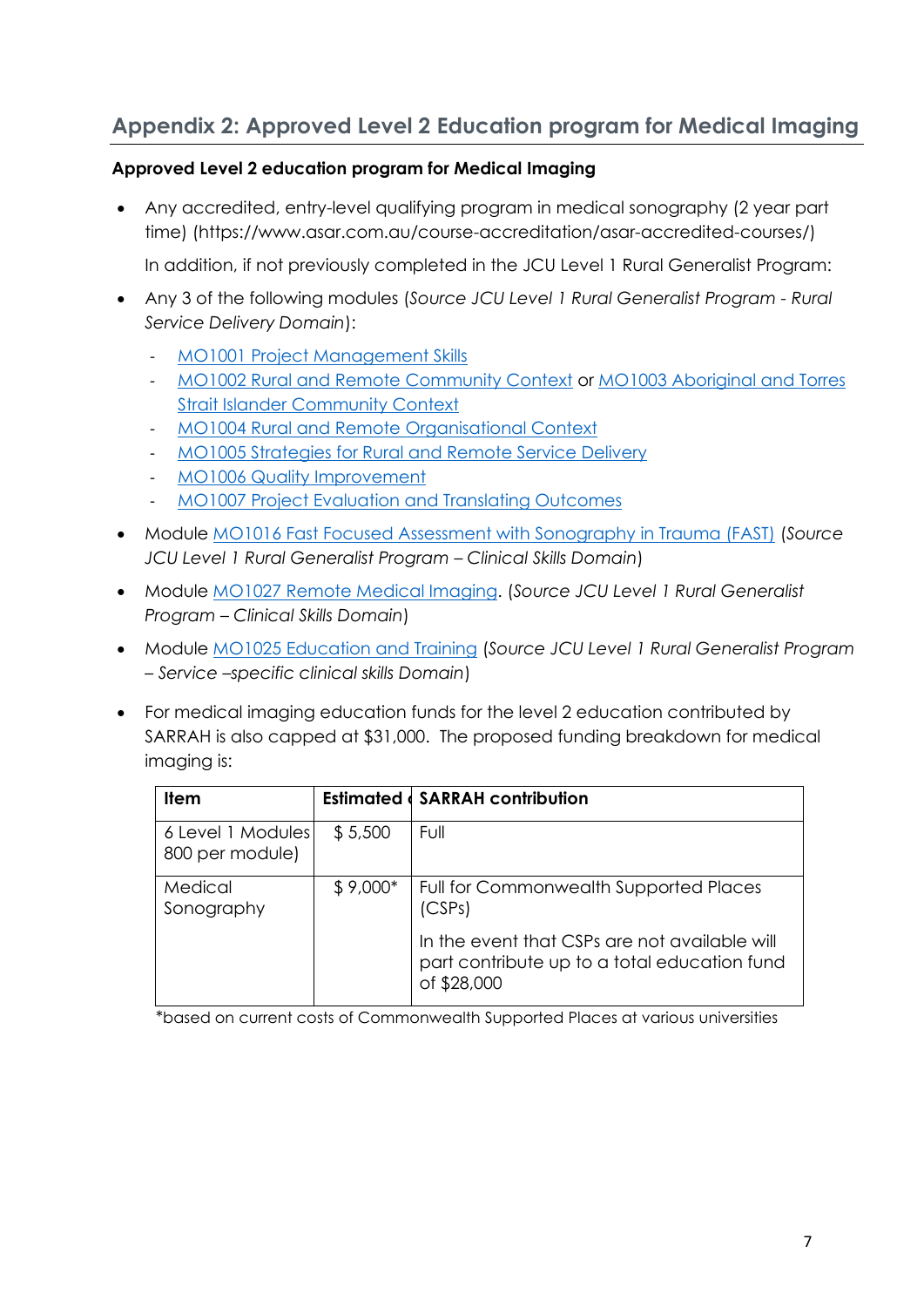## Appendix 2: Approved Level 2 Education program for Medical Imaging

**Approved Level 2 education program for Medical Imaging**

- Any accredited, entry-level qualifying program in medical sonography (2 year part time) (https://www.asar.com.au/course-accreditation/asar-accredited-courses/)

  In addition, if not previously completed in the JCU Level 1 Rural Generalist Program:

- Any 3 of the following modules (*Source JCU Level 1 Rural Generalist Program - Rural Service Delivery Domain*):
  - MO1001 Project Management Skills
  - MO1002 Rural and Remote Community Context or MO1003 Aboriginal and Torres Strait Islander Community Context
  - MO1004 Rural and Remote Organisational Context
  - MO1005 Strategies for Rural and Remote Service Delivery
  - MO1006 Quality Improvement
  - MO1007 Project Evaluation and Translating Outcomes
- Module MO1016 Fast Focused Assessment with Sonography in Trauma (FAST) (*Source JCU Level 1 Rural Generalist Program – Clinical Skills Domain*)
- Module MO1027 Remote Medical Imaging. (*Source JCU Level 1 Rural Generalist Program – Clinical Skills Domain*)
- Module MO1025 Education and Training (*Source JCU Level 1 Rural Generalist Program – Service –specific clinical skills Domain*)
- For medical imaging education funds for the level 2 education contributed by SARRAH is also capped at $31,000. The proposed funding breakdown for medical imaging is:

| Item | Estimated | SARRAH contribution |
|---|---|---|
| 6 Level 1 Modules 800 per module) | $ 5,500 | Full |
| Medical Sonography | $ 9,000* | Full for Commonwealth Supported Places (CSPs)<br><br>In the event that CSPs are not available will part contribute up to a total education fund of $28,000 |

*based on current costs of Commonwealth Supported Places at various universities